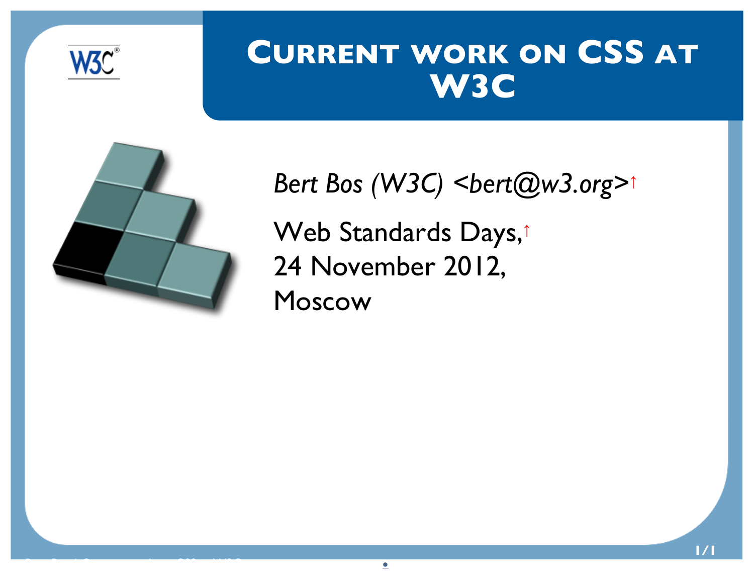# Current work on CSS at W3C

*Bert Bos (W3C) <bert@w3.org>*↑

Web Standards Days,↑
24 November 2012,
Moscow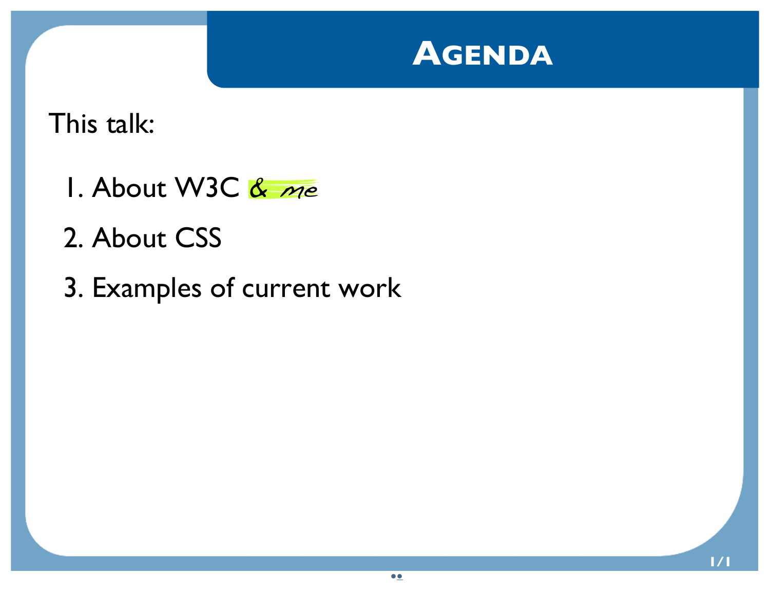# Agenda

This talk:

1. About W3C *& me*
2. About CSS
3. Examples of current work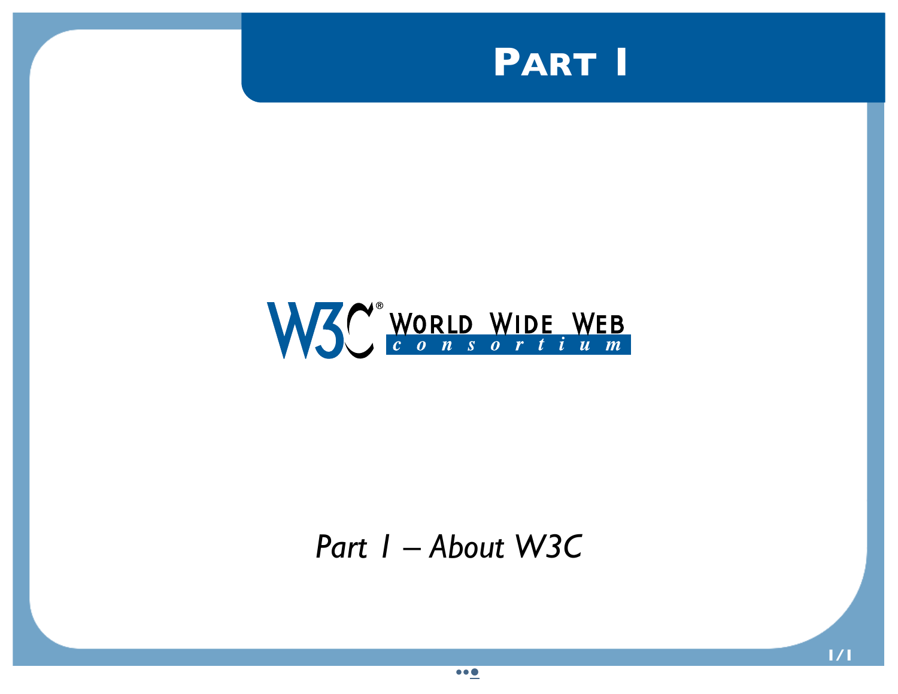# Part I

WORLD WIDE WEB
c o n s o r t i u m

*Part I – About W3C*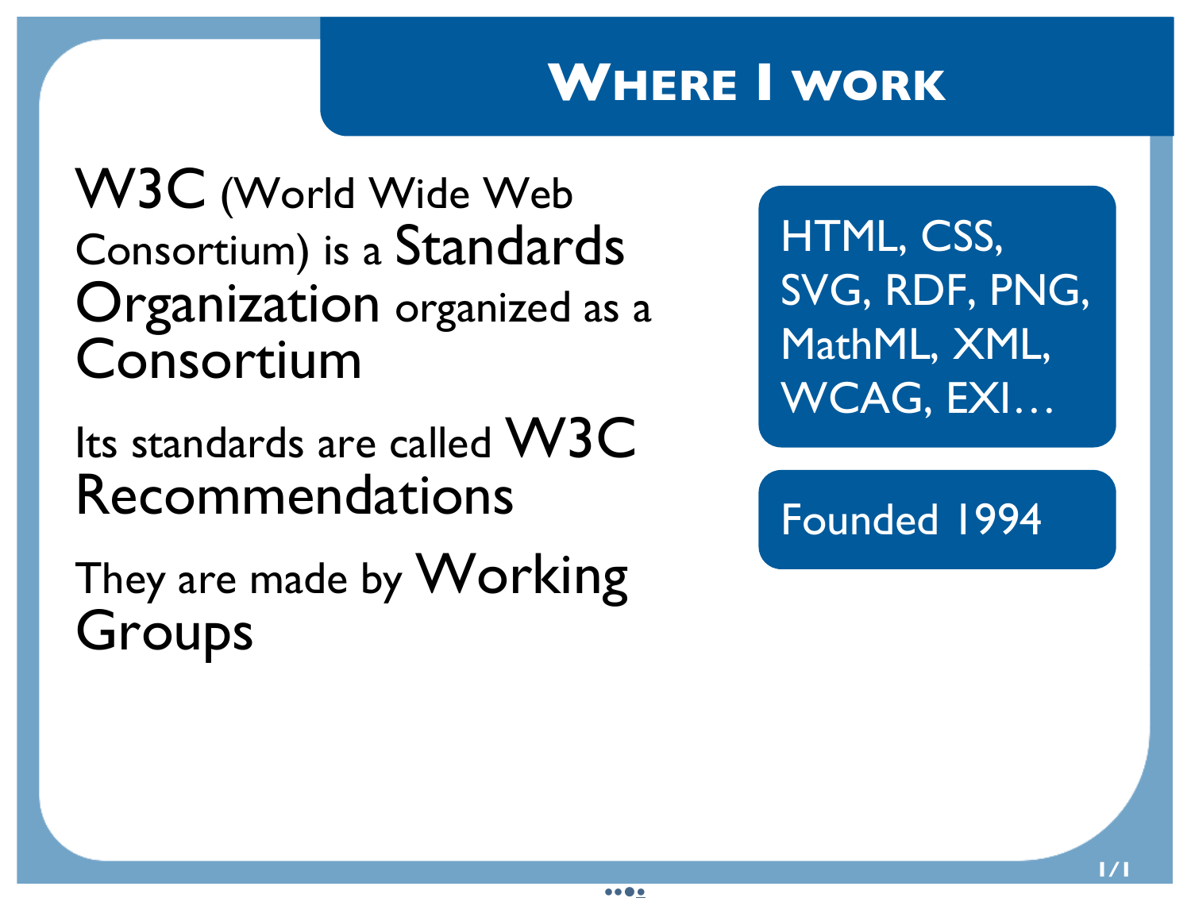# Where I work

W3C (World Wide Web Consortium) is a Standards Organization organized as a Consortium

Its standards are called W3C Recommendations

They are made by Working Groups

HTML, CSS, SVG, RDF, PNG, MathML, XML, WCAG, EXI…

Founded 1994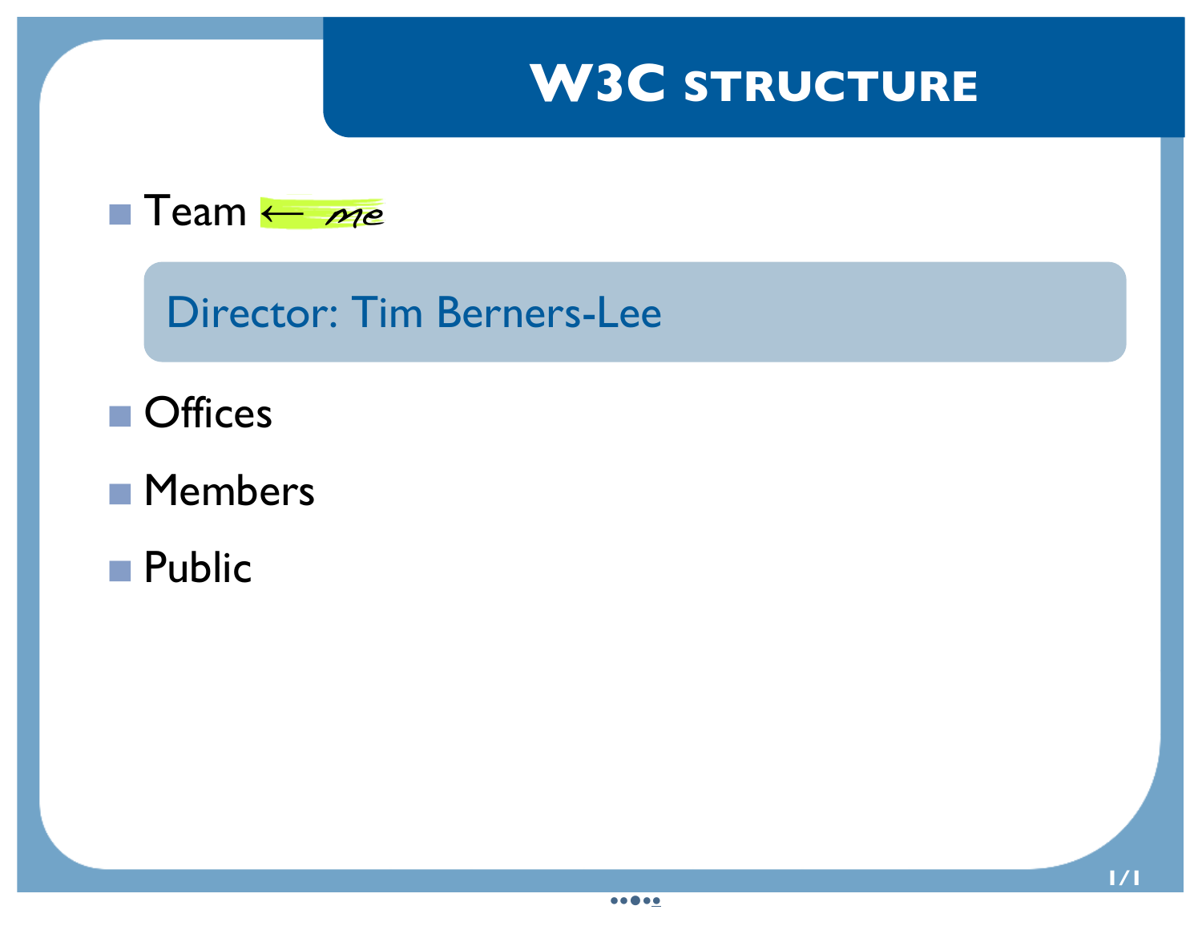# W3C STRUCTURE

- Team ← *me*

  > Director: Tim Berners-Lee

- Offices
- Members
- Public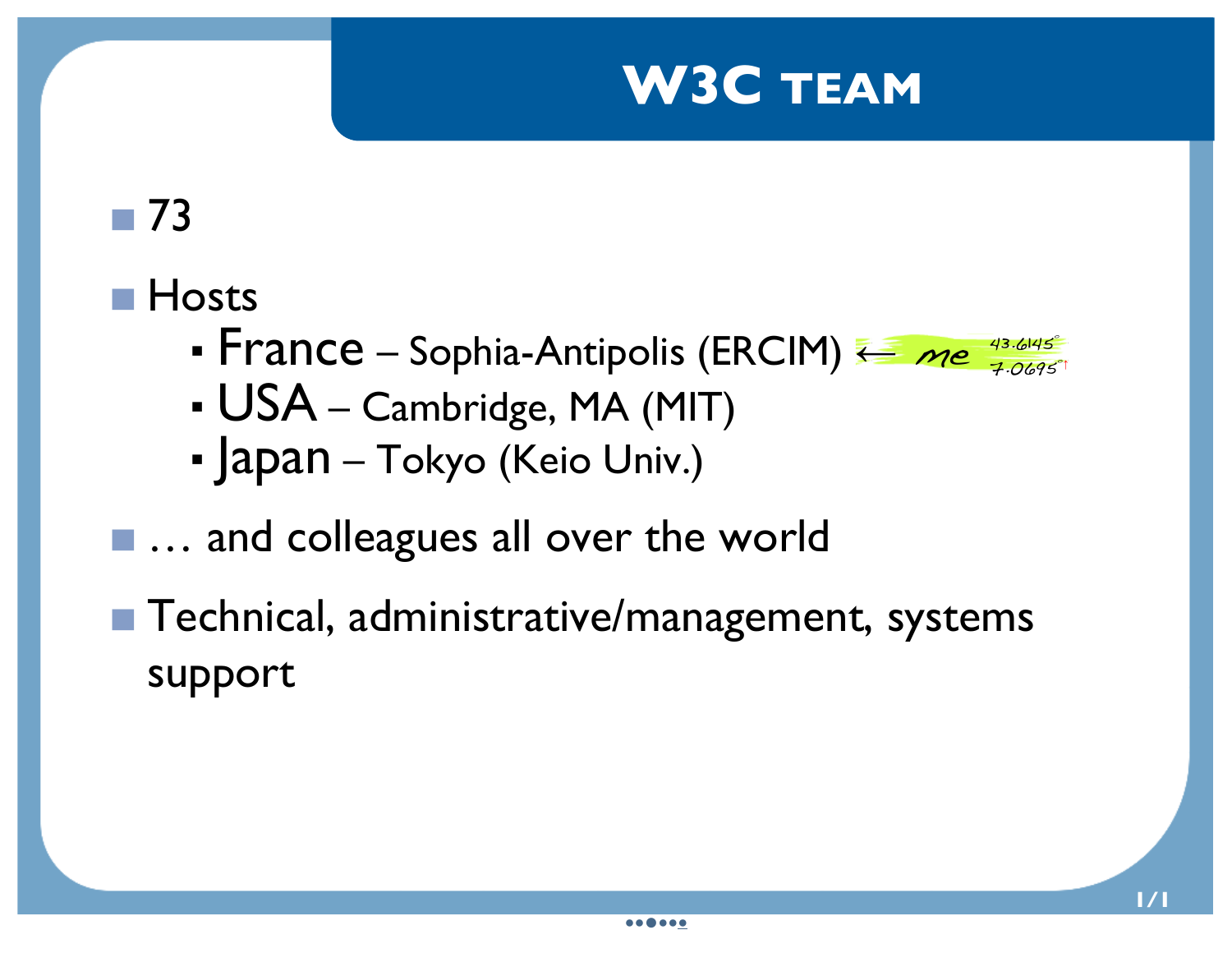# W3C TEAM

- 73
- Hosts
  - France – Sophia-Antipolis (ERCIM) ← *me* 43.6145° 7.0695°
  - USA – Cambridge, MA (MIT)
  - Japan – Tokyo (Keio Univ.)
- … and colleagues all over the world
- Technical, administrative/management, systems support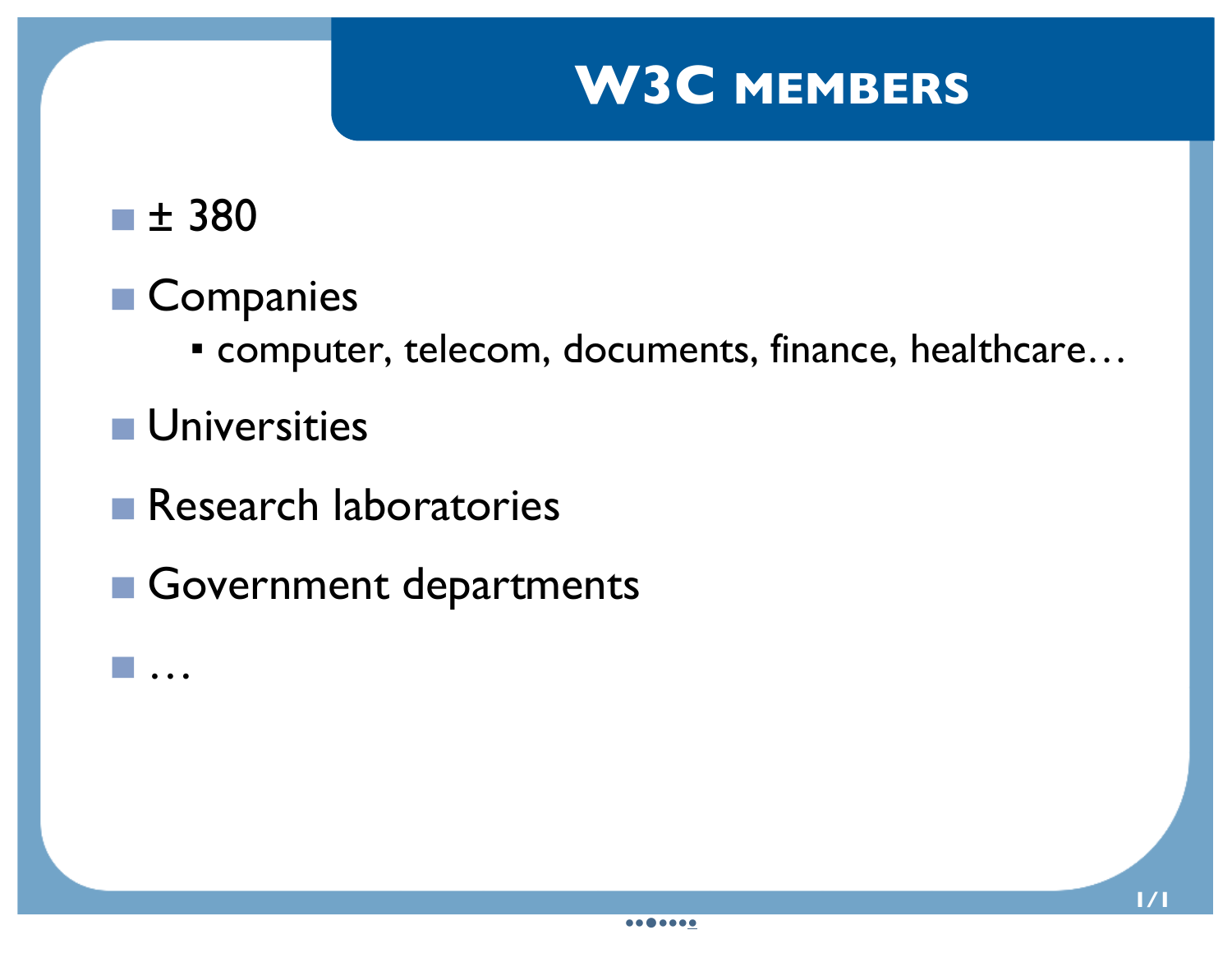# W3C members

- ± 380
- Companies
  - computer, telecom, documents, finance, healthcare…
- Universities
- Research laboratories
- Government departments
- …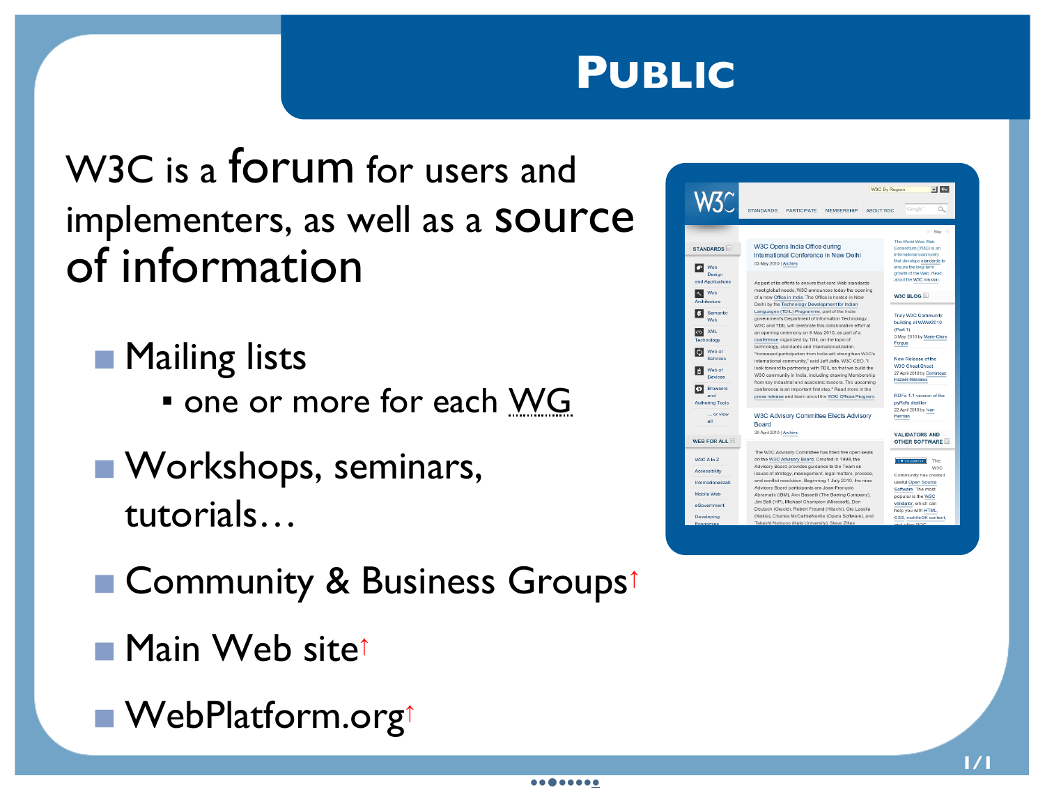# Public

W3C is a **forum** for users and implementers, as well as a **source of information**

- Mailing lists
  - one or more for each WG
- Workshops, seminars, tutorials…
- Community & Business Groups↑
- Main Web site↑
- WebPlatform.org↑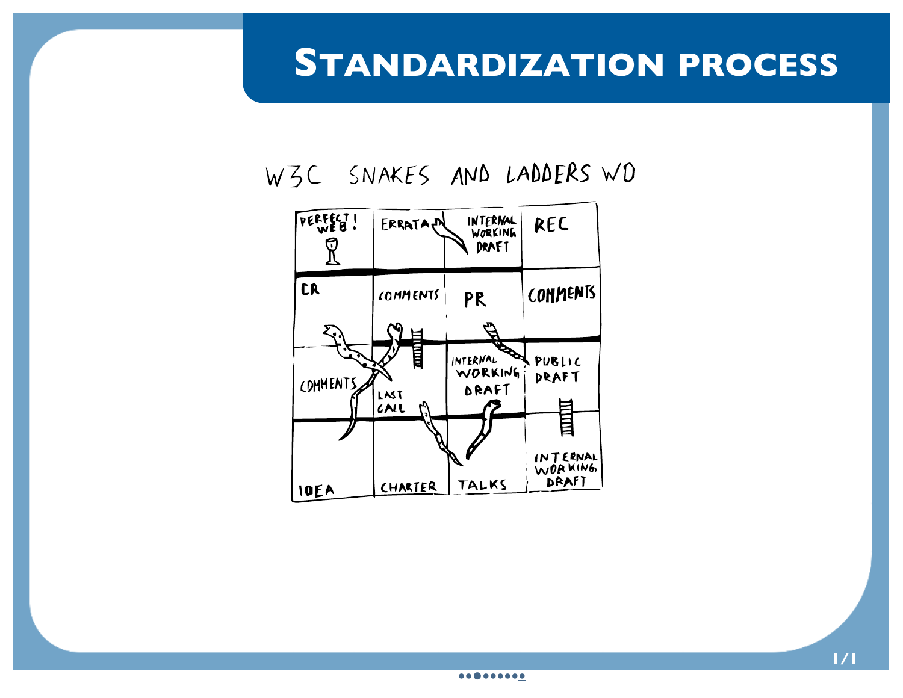# Standardization process

W3C SNAKES AND LADDERS WD

| PERFECT WEB! | ERRATA | INTERNAL WORKING DRAFT | REC |
| --- | --- | --- | --- |
| CR | COMMENTS | PR | COMMENTS |
| COMMENTS | LAST CALL | INTERNAL WORKING DRAFT | PUBLIC DRAFT |
| IDEA | CHARTER | TALKS | INTERNAL WORKING DRAFT |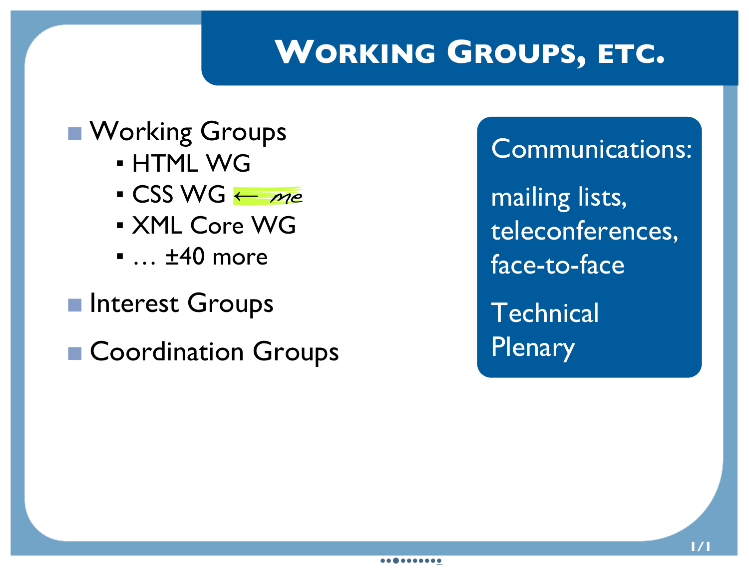# Working Groups, etc.

- Working Groups
  - HTML WG
  - CSS WG ← *me*
  - XML Core WG
  - … ±40 more
- Interest Groups
- Coordination Groups

Communications:

mailing lists, teleconferences, face-to-face

Technical Plenary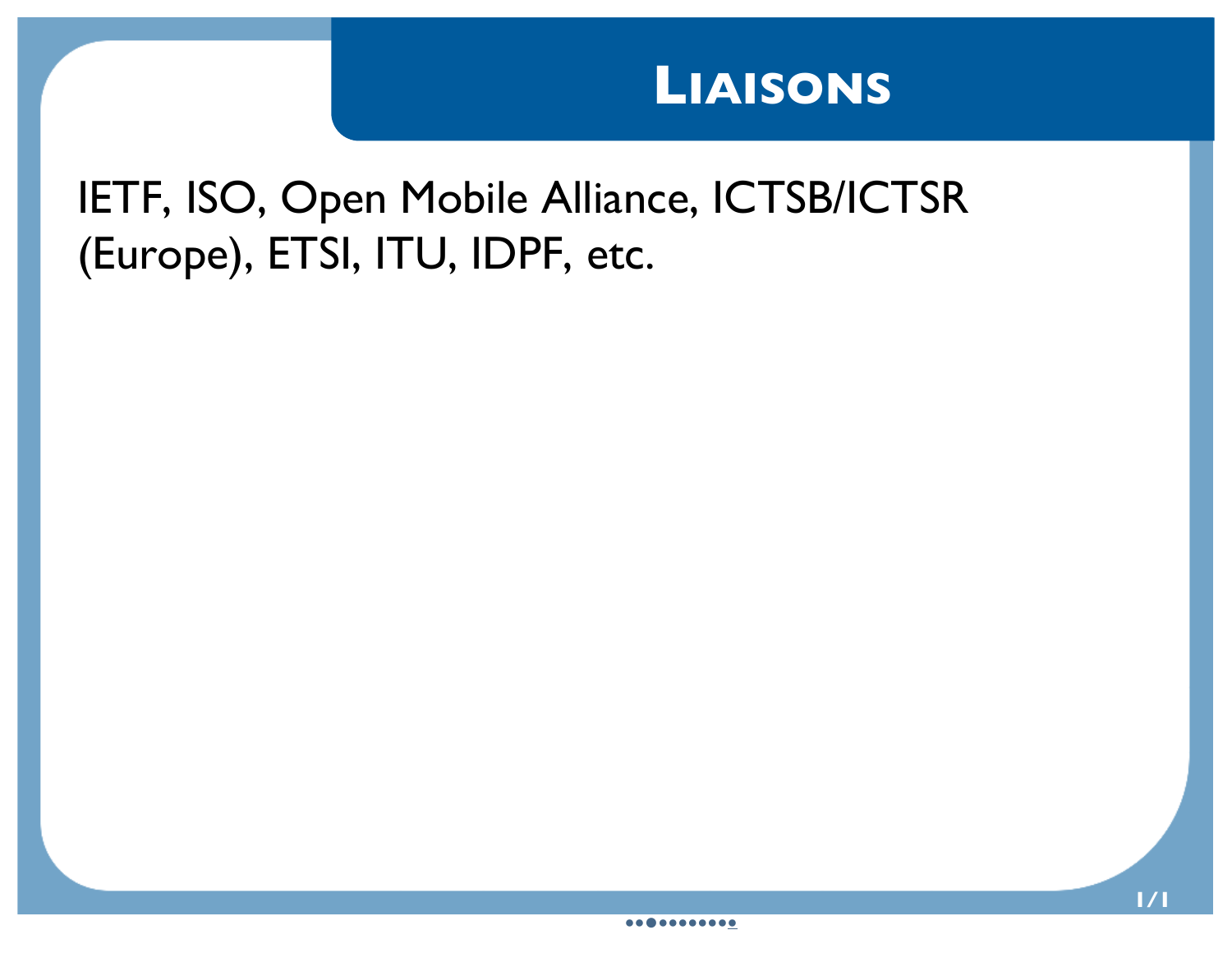# Liaisons

IETF, ISO, Open Mobile Alliance, ICTSB/ICTSR (Europe), ETSI, ITU, IDPF, etc.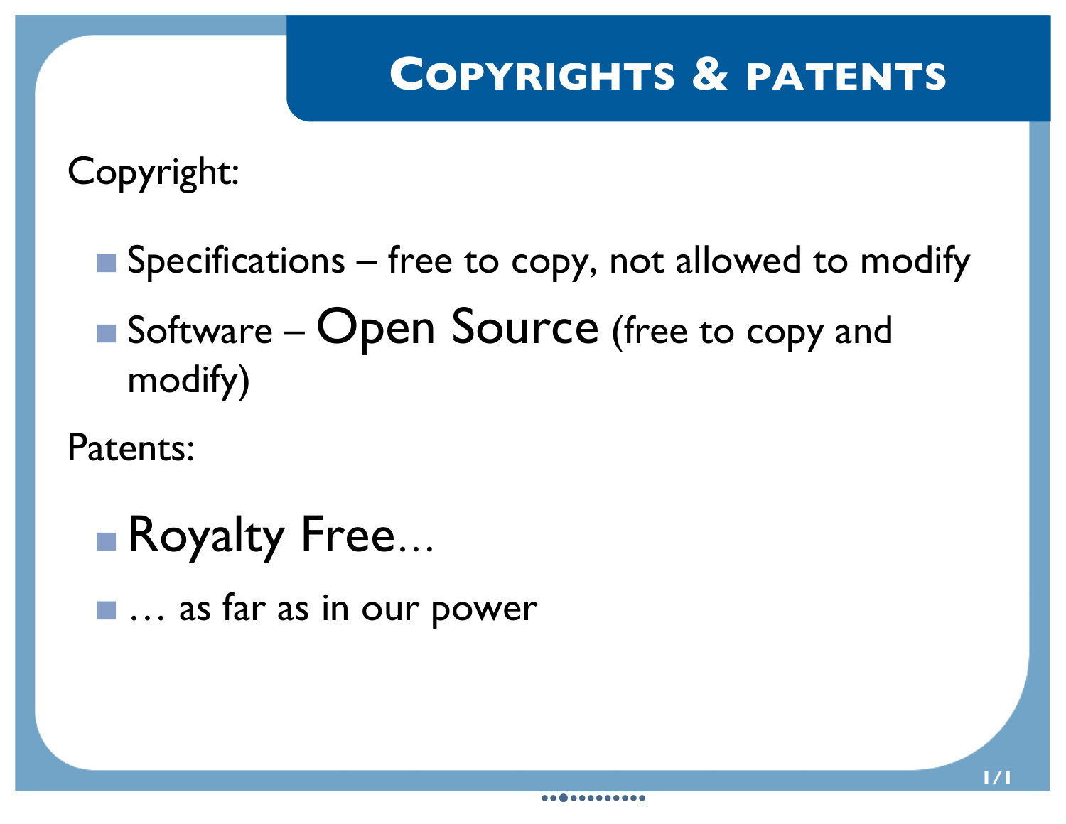# Copyrights & patents

Copyright:

- Specifications – free to copy, not allowed to modify
- Software – Open Source (free to copy and modify)

Patents:

- Royalty Free…
- … as far as in our power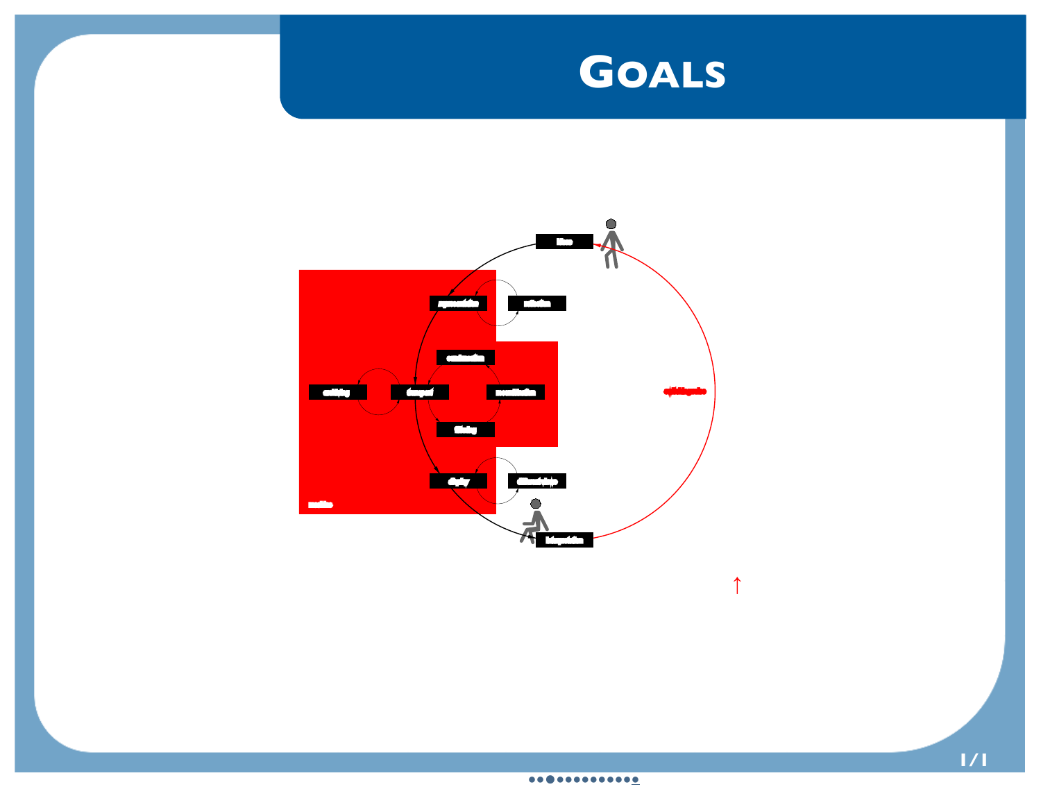# Goals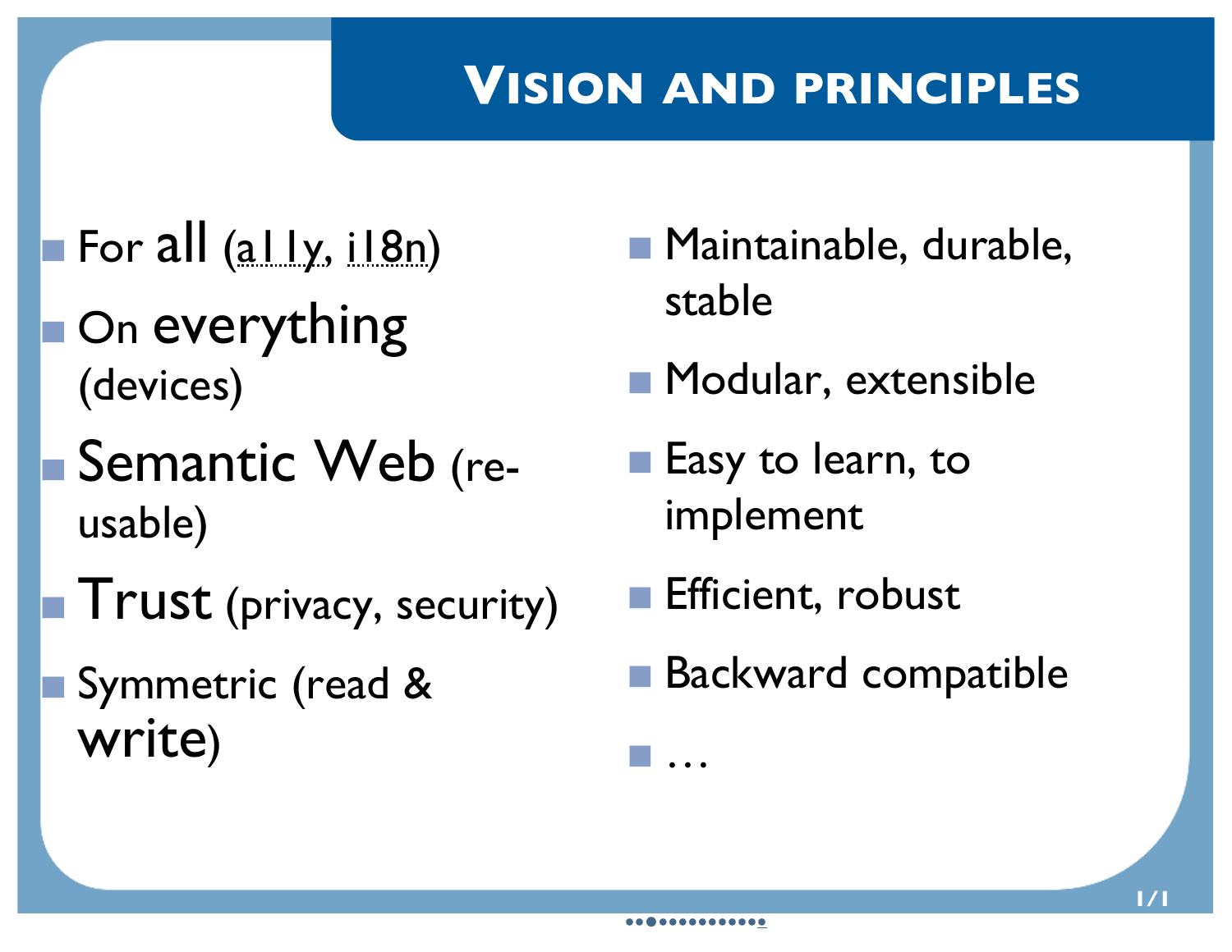# Vision and principles

- For **all** (a11y, i18n)
- On **everything** (devices)
- **Semantic Web** (re-usable)
- **Trust** (privacy, security)
- Symmetric (read & **write**)
- Maintainable, durable, stable
- Modular, extensible
- Easy to learn, to implement
- Efficient, robust
- Backward compatible
- …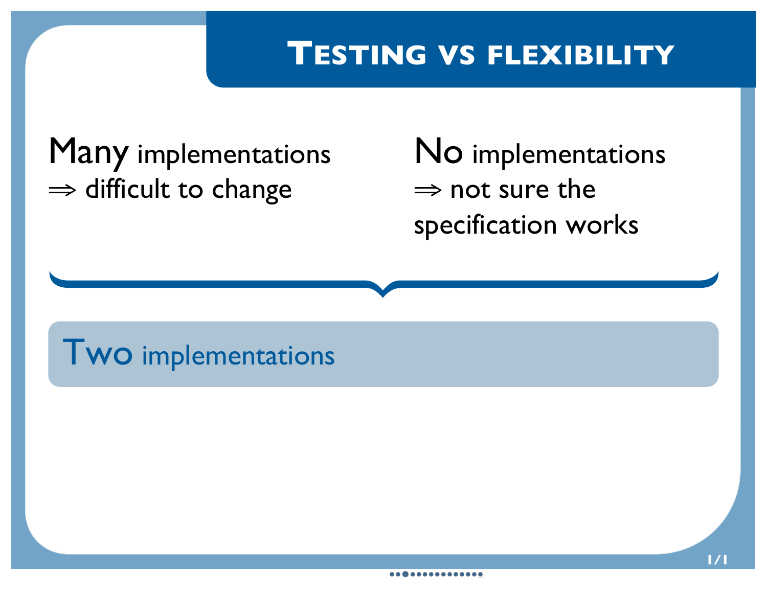# Testing vs flexibility

**Many** implementations
$\Rightarrow$ difficult to change

**No** implementations
$\Rightarrow$ not sure the specification works

**Two** implementations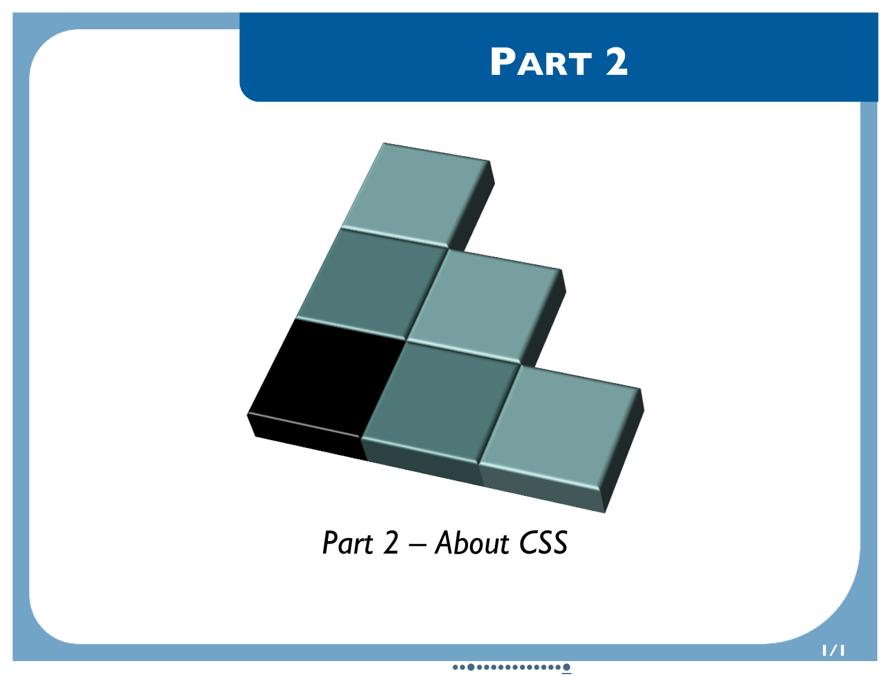# Part 2

*Part 2 – About CSS*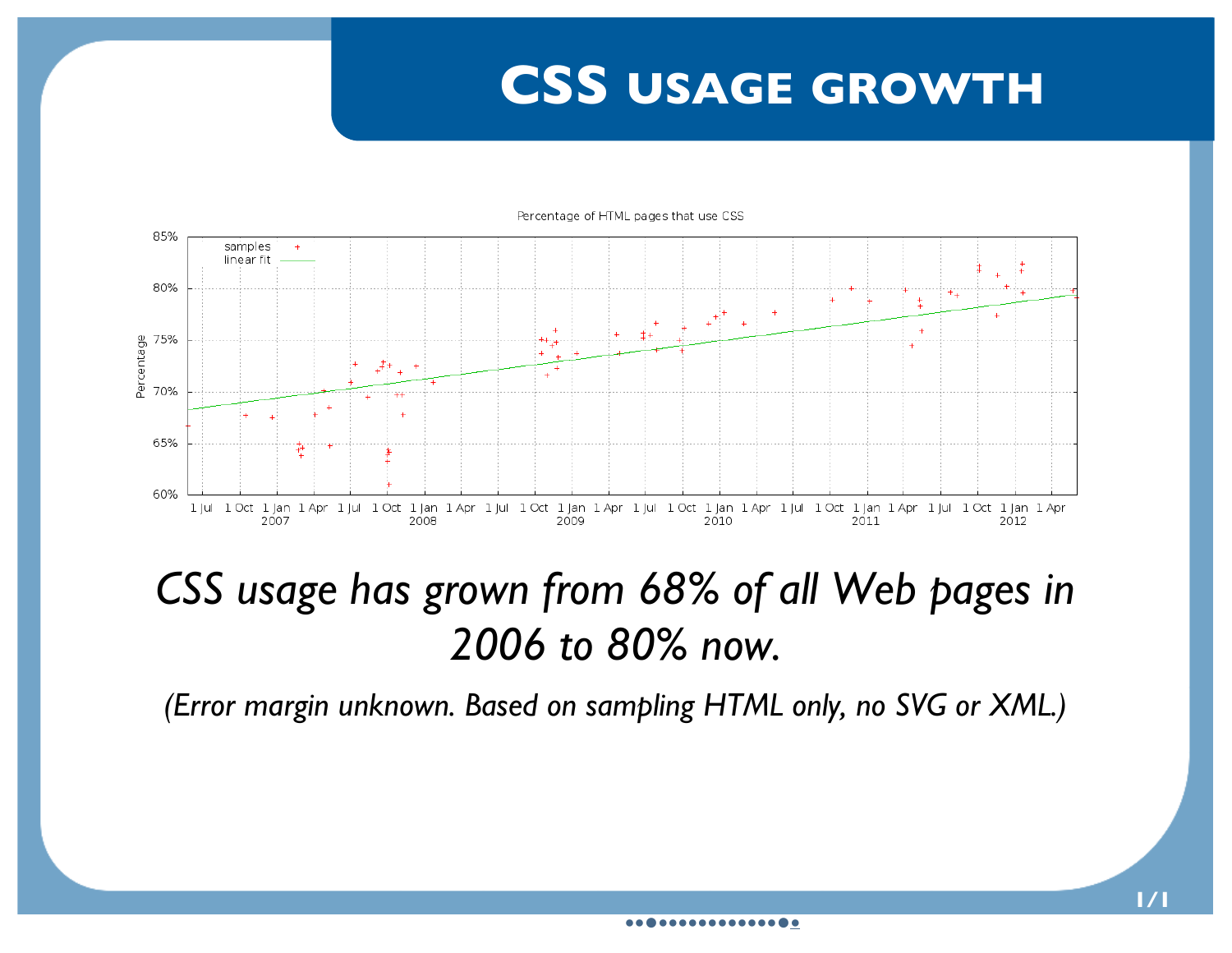# CSS USAGE GROWTH

*CSS usage has grown from 68% of all Web pages in 2006 to 80% now.*

*(Error margin unknown. Based on sampling HTML only, no SVG or XML.)*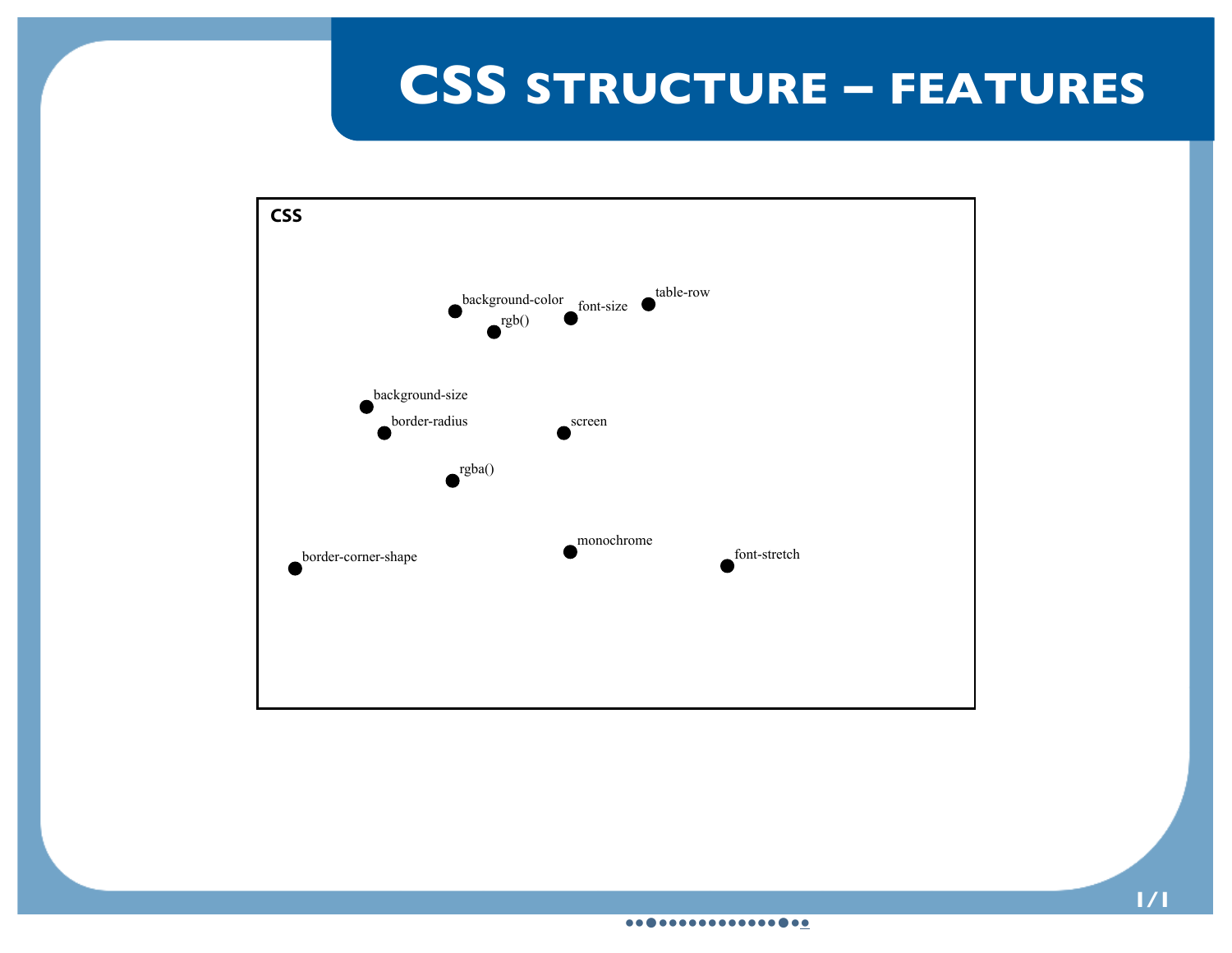# CSS structure – Features

**CSS**

- background-color
- font-size
- table-row
- rgb()
- background-size
- border-radius
- screen
- rgba()
- monochrome
- font-stretch
- border-corner-shape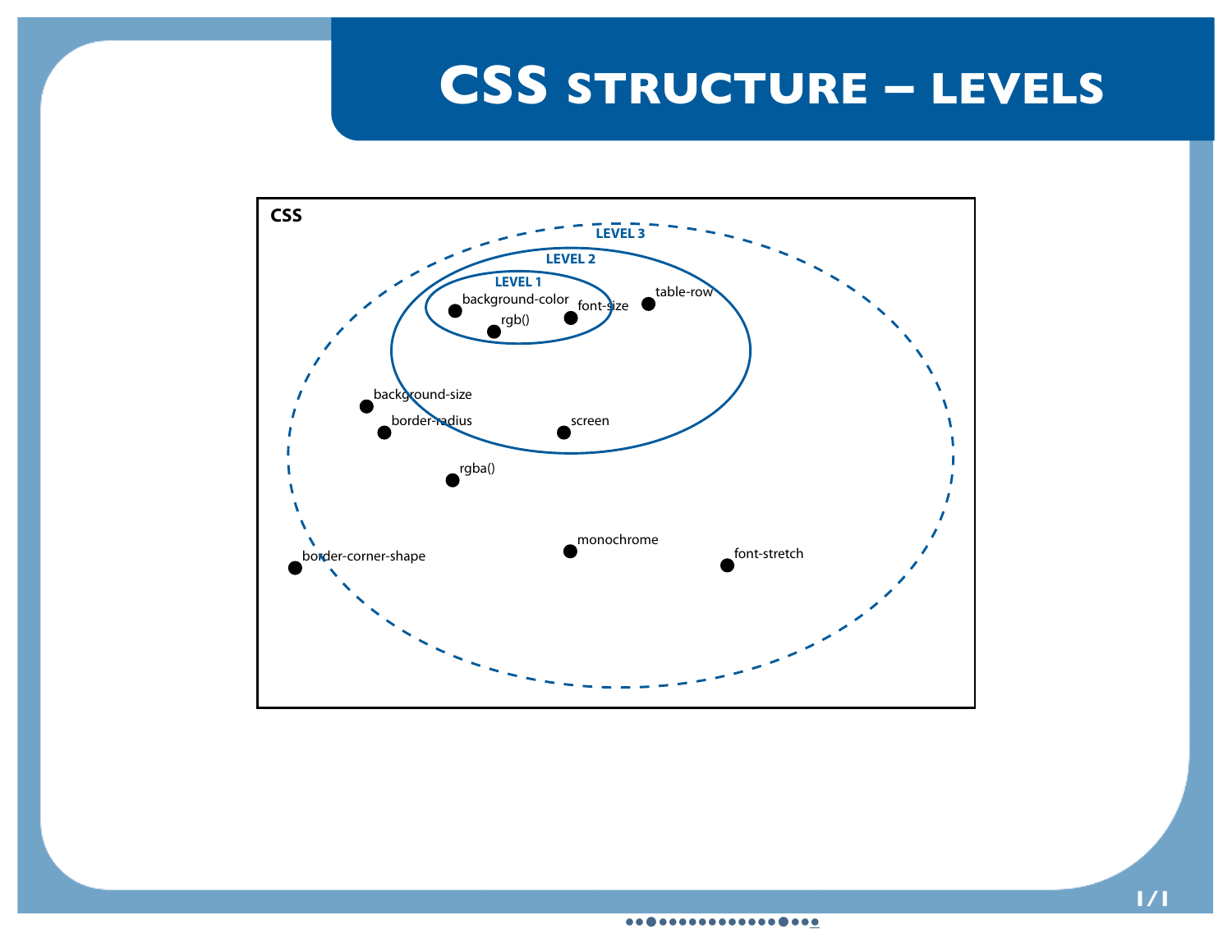# CSS structure – Levels

CSS

LEVEL 3

LEVEL 2

LEVEL 1

background-color

rgb()

font-size

table-row

background-size

border-radius

screen

rgba()

border-corner-shape

monochrome

font-stretch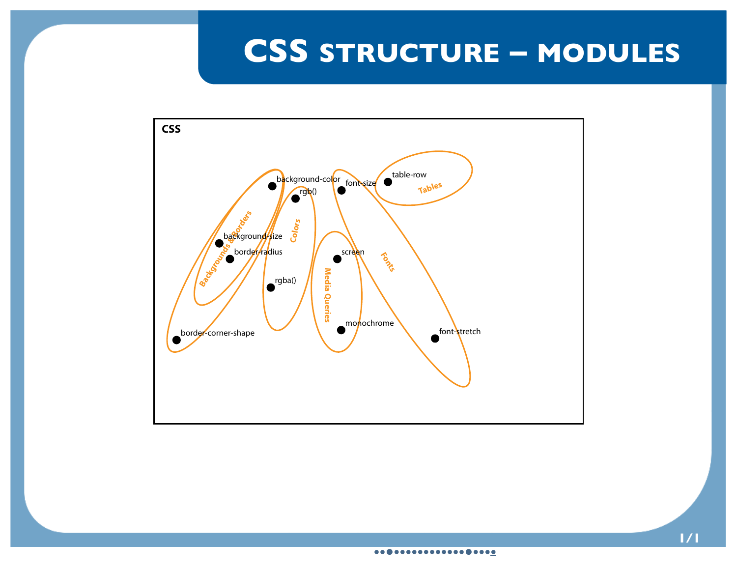# CSS structure – modules

**CSS**

- Backgrounds & Borders: background-color, background-size, border-radius, border-corner-shape
- Colors: rgb(), rgba()
- Media Queries: screen, monochrome
- Fonts: font-size, font-stretch
- Tables: table-row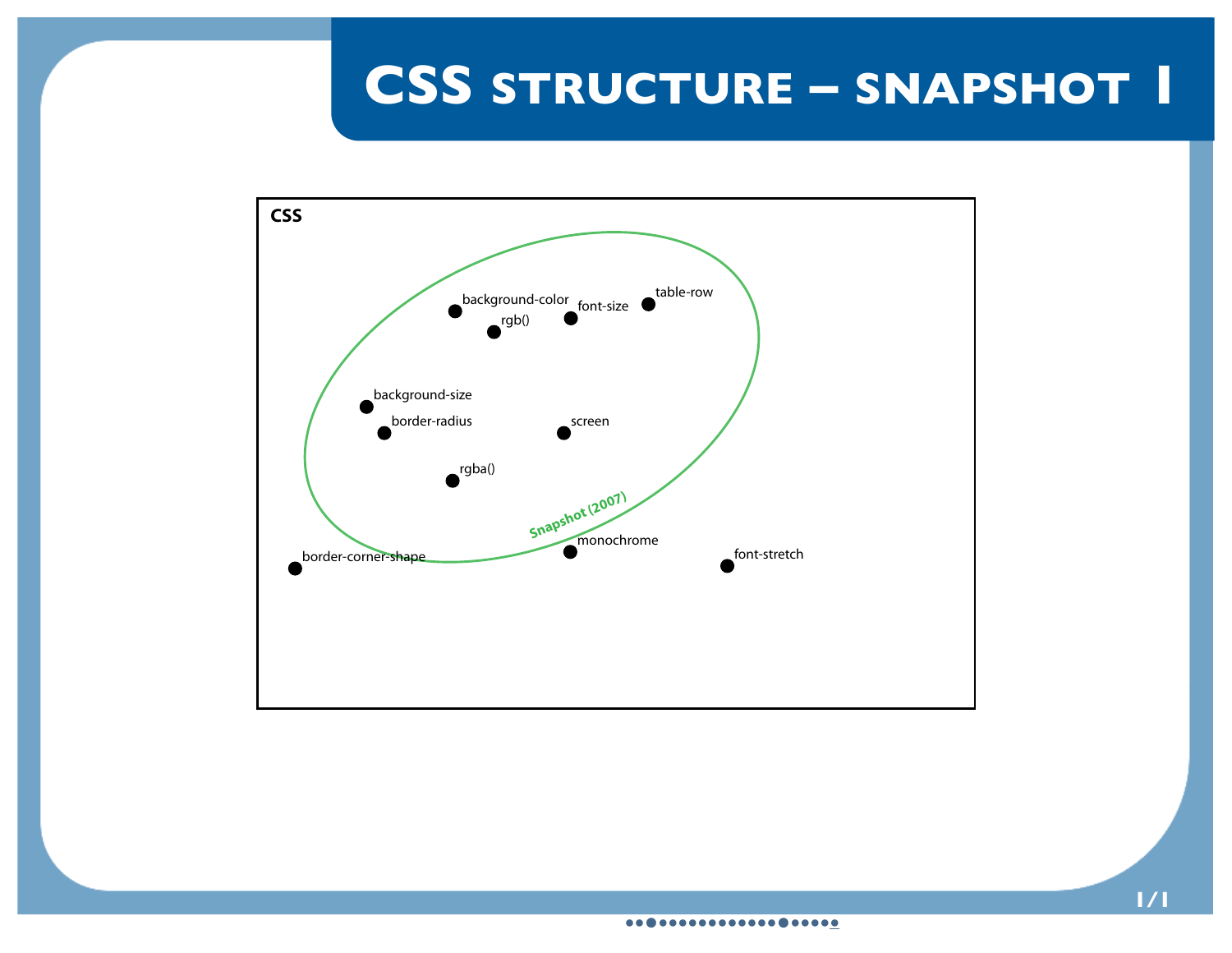# CSS structure – snapshot 1

CSS

- background-color
- rgb()
- font-size
- table-row
- background-size
- border-radius
- screen
- rgba()
- Snapshot (2007)
- monochrome
- border-corner-shape
- font-stretch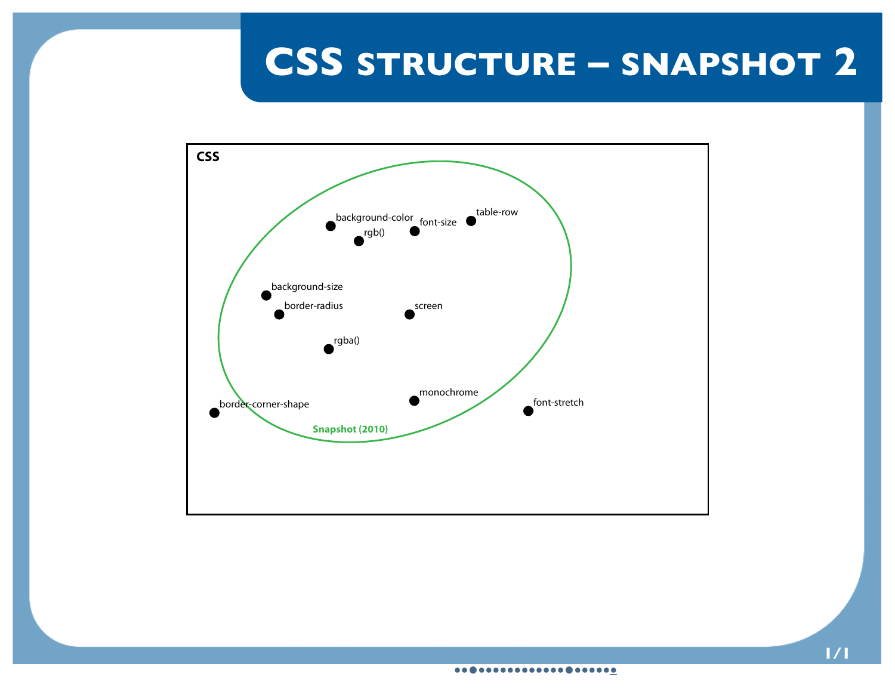# CSS structure – snapshot 2

CSS

Snapshot (2010)

- background-color
- rgb()
- font-size
- table-row
- background-size
- border-radius
- screen
- rgba()
- monochrome
- border-corner-shape
- font-stretch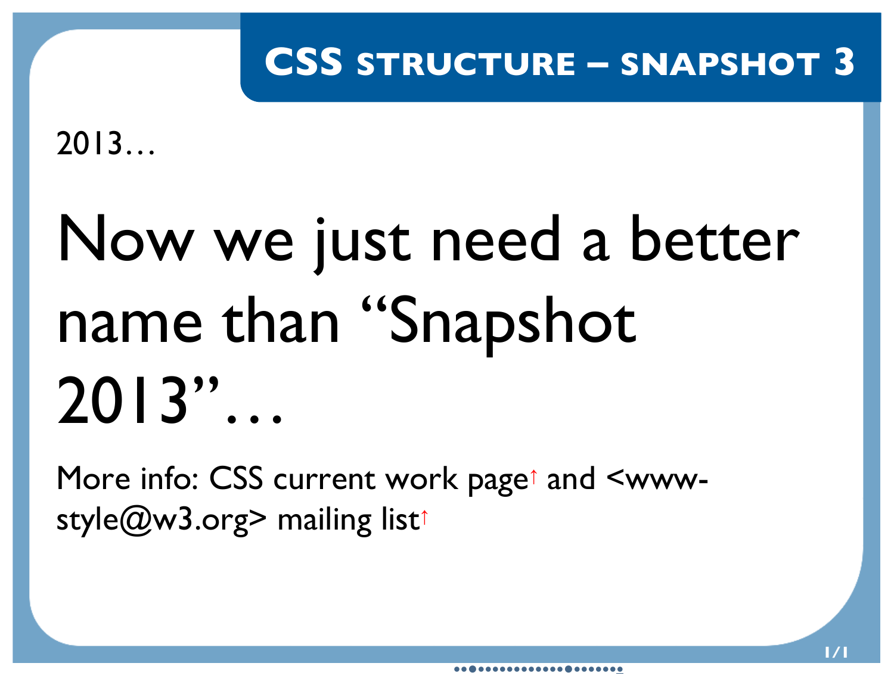## CSS structure – Snapshot 3

2013…

# Now we just need a better name than “Snapshot 2013”…

More info: CSS current work page↑ and <www-style@w3.org> mailing list↑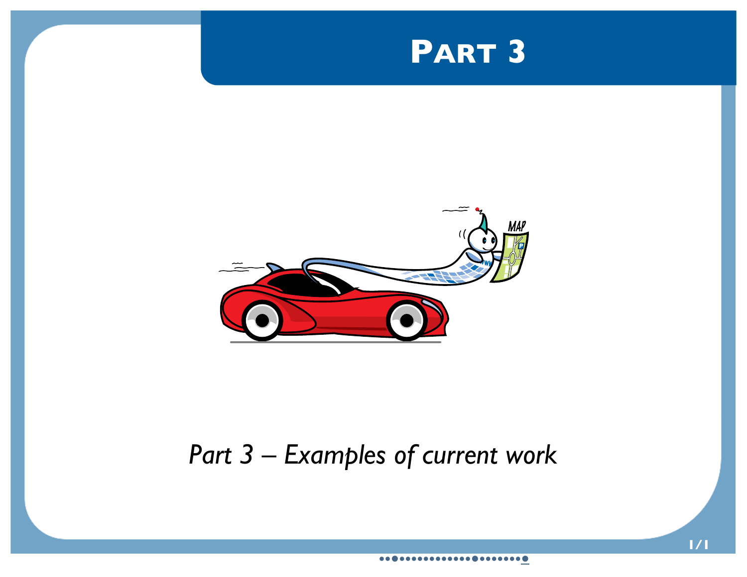# Part 3

*Part 3 – Examples of current work*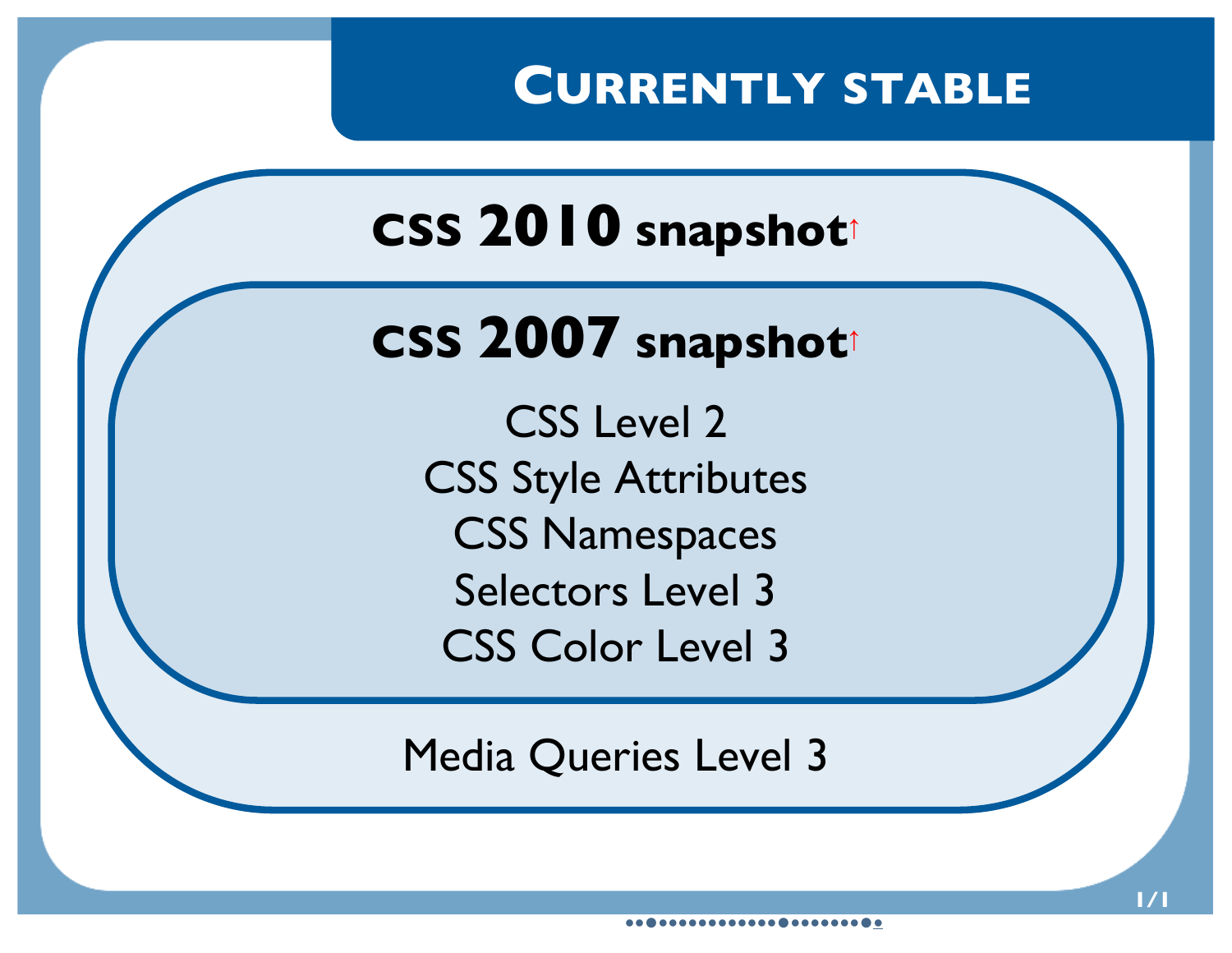# Currently stable

## CSS 2010 snapshot↑

### CSS 2007 snapshot↑

CSS Level 2

CSS Style Attributes

CSS Namespaces

Selectors Level 3

CSS Color Level 3

Media Queries Level 3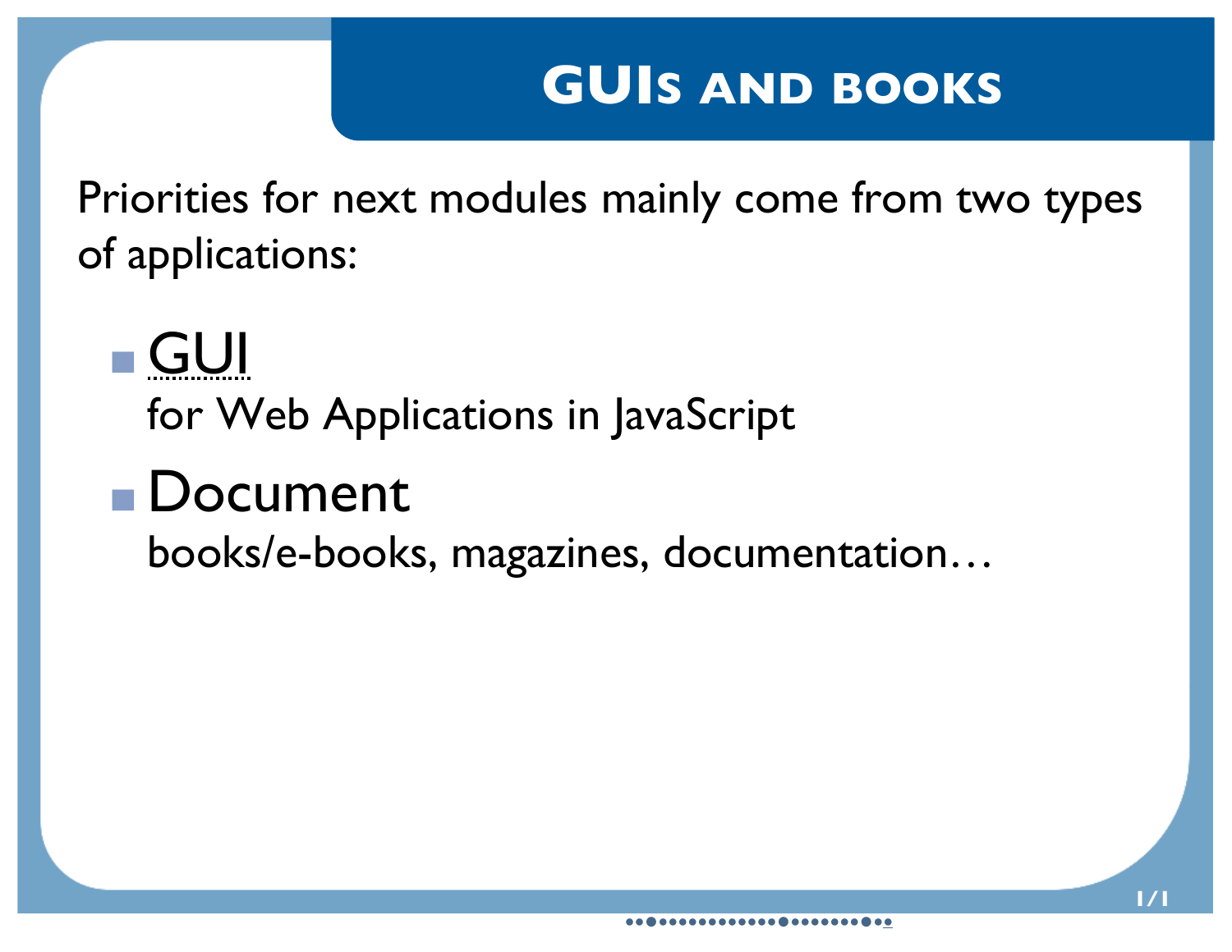# GUIs and books

Priorities for next modules mainly come from two types of applications:

- GUI
  for Web Applications in JavaScript
- Document
  books/e-books, magazines, documentation…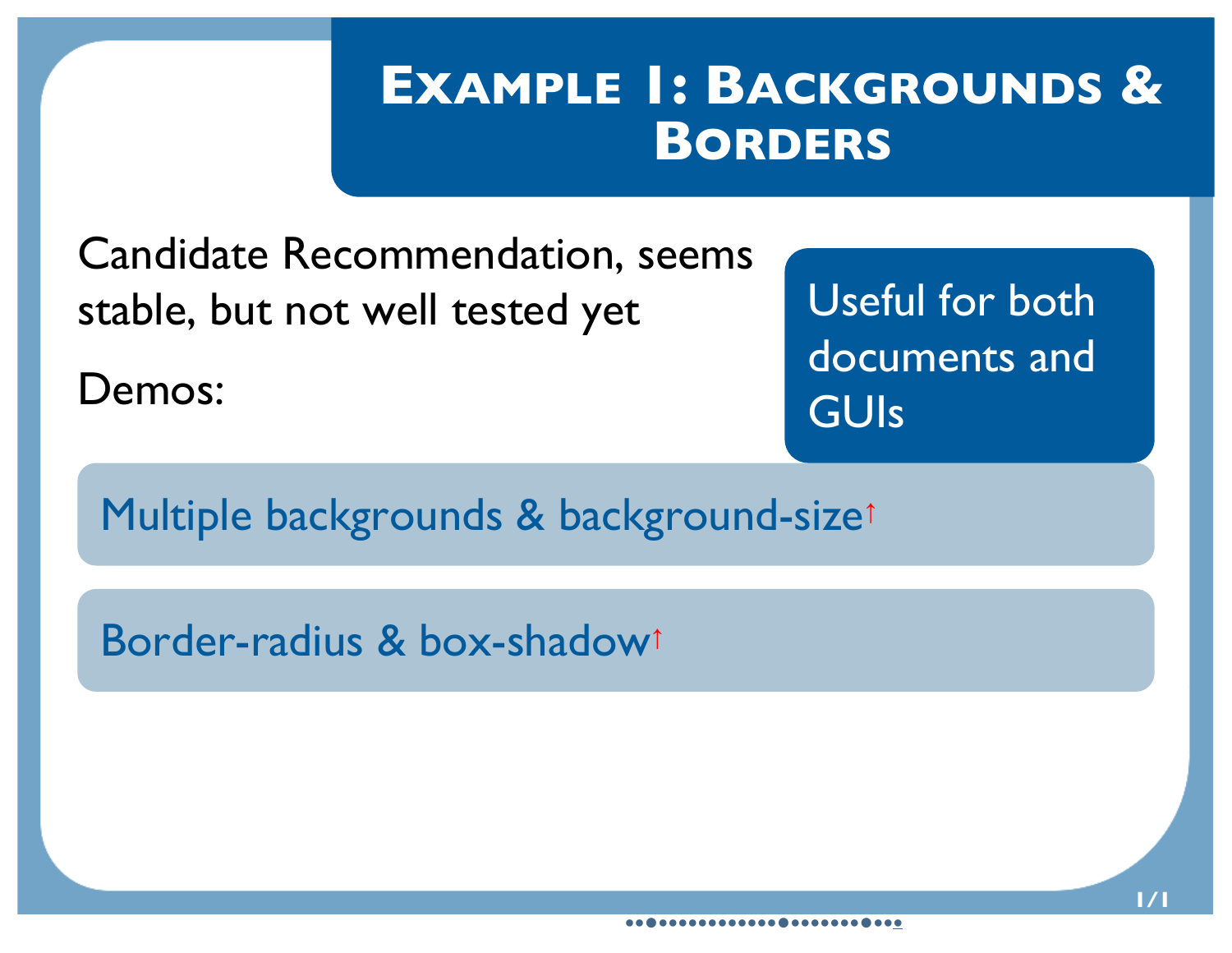# Example 1: Backgrounds & Borders

Candidate Recommendation, seems stable, but not well tested yet

Demos:

Useful for both documents and GUIs

- Multiple backgrounds & background-size↑
- Border-radius & box-shadow↑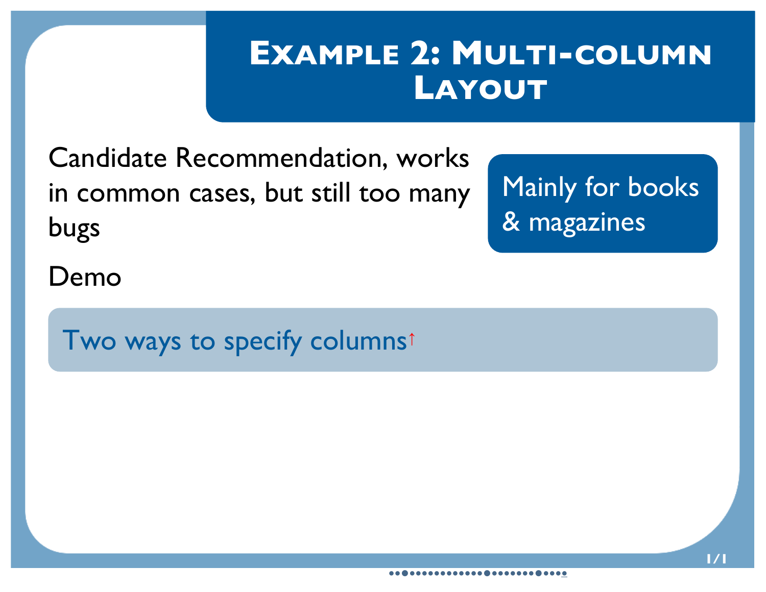# Example 2: Multi-column Layout

Candidate Recommendation, works in common cases, but still too many bugs

Mainly for books & magazines

Demo

Two ways to specify columns↑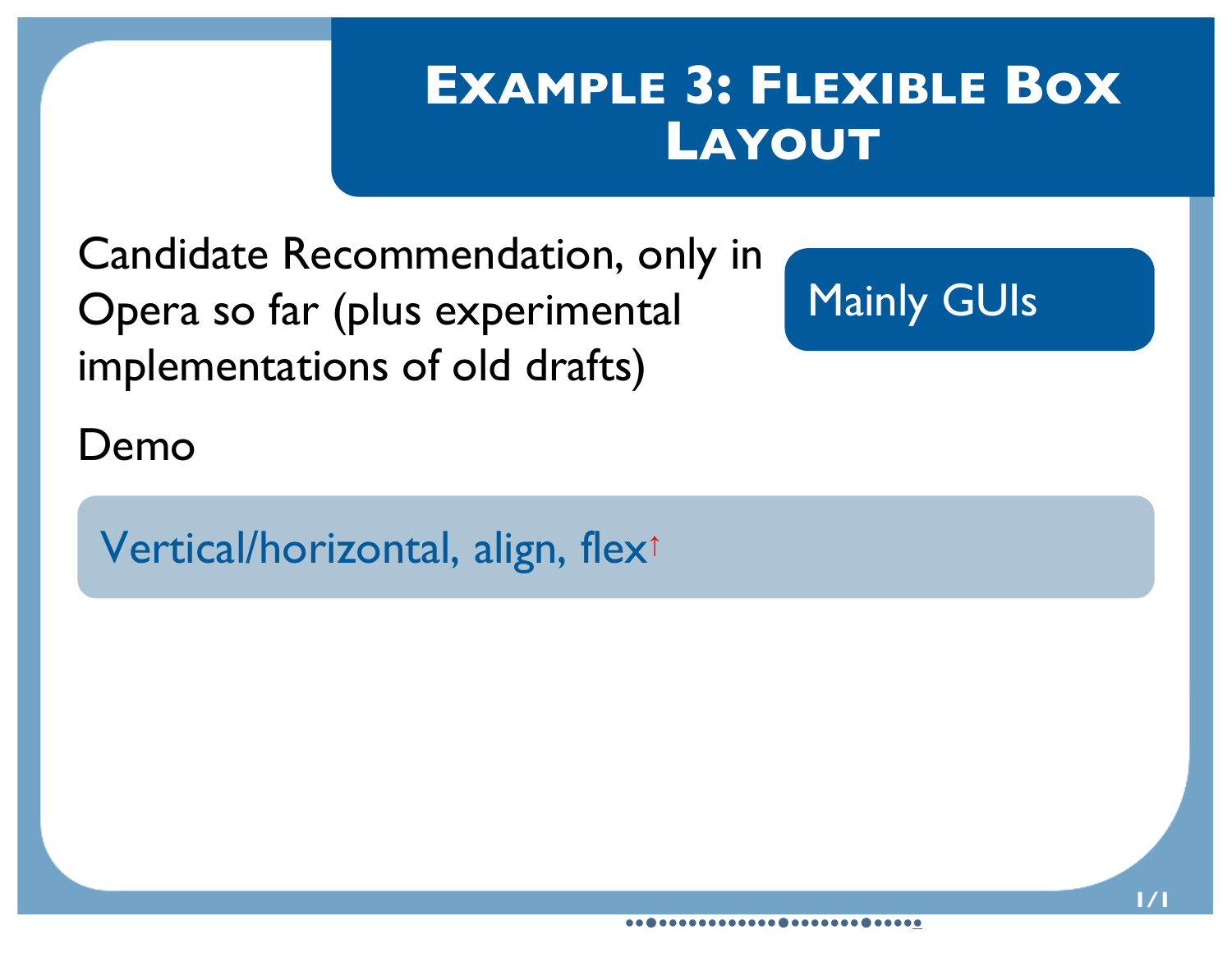# Example 3: Flexible Box Layout

Candidate Recommendation, only in Opera so far (plus experimental implementations of old drafts)

Mainly GUIs

Demo

Vertical/horizontal, align, flex↑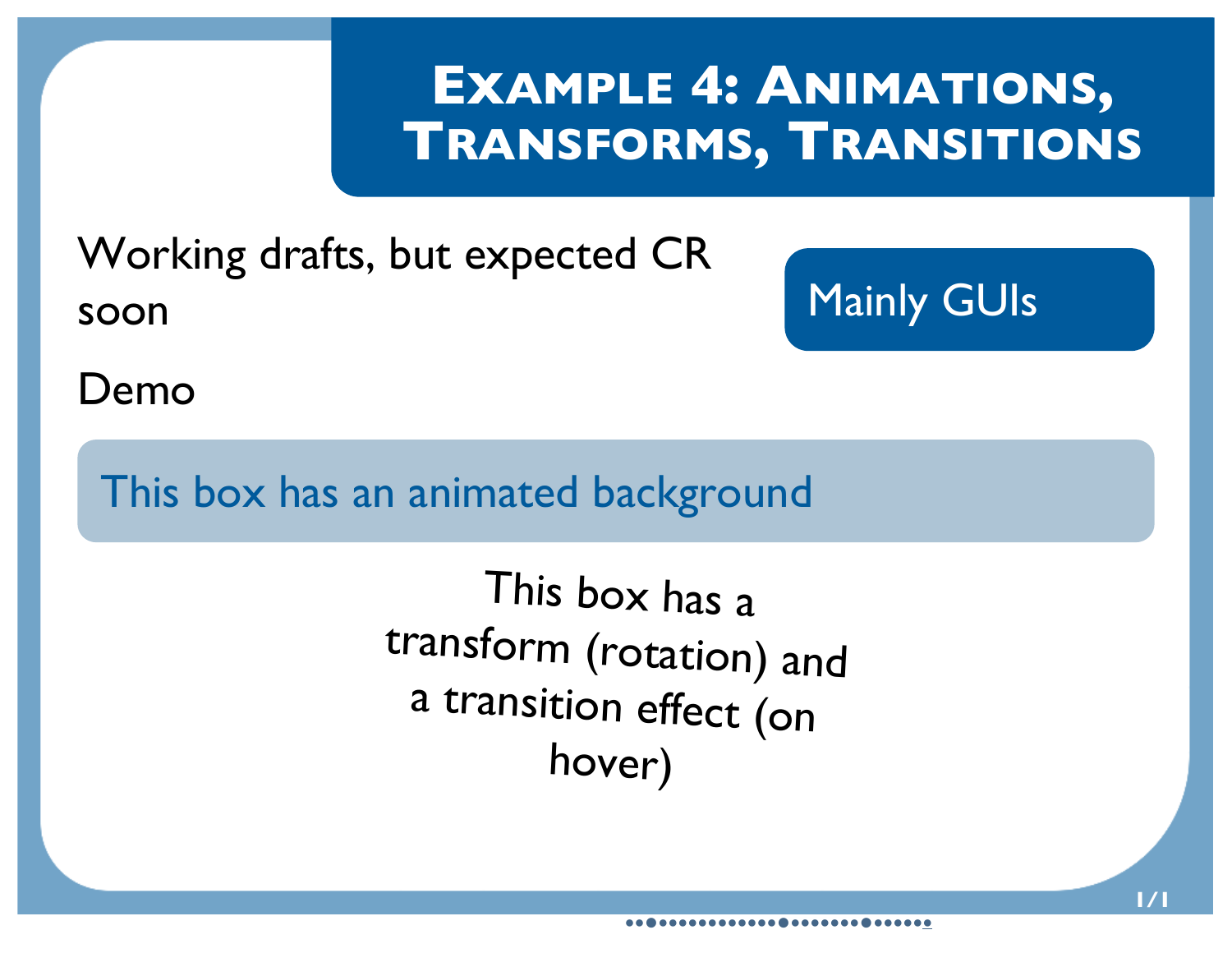# Example 4: Animations, Transforms, Transitions

Working drafts, but expected CR soon

Mainly GUIs

Demo

This box has an animated background

This box has a transform (rotation) and a transition effect (on hover)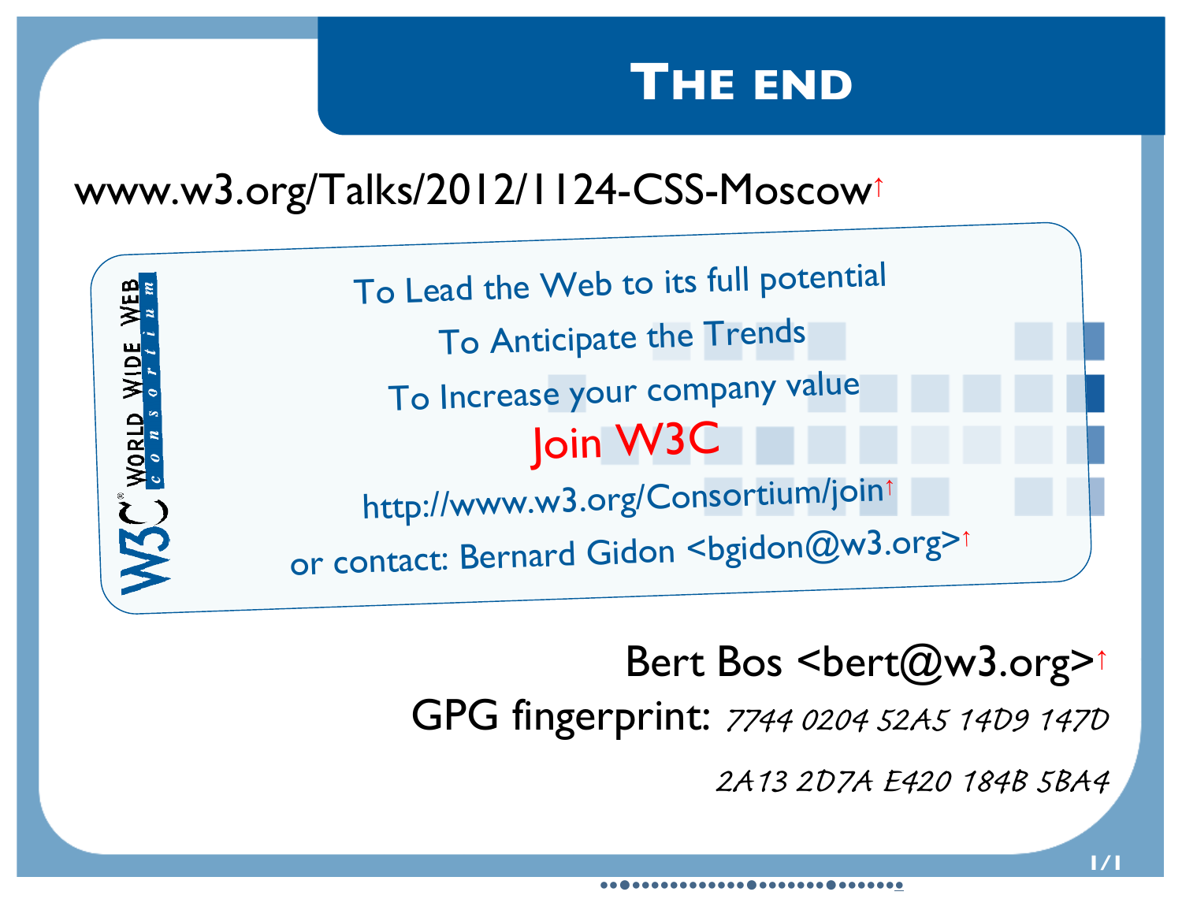# The end

www.w3.org/Talks/2012/1124-CSS-Moscow↑

WORLD WIDE WEB consortium

To Lead the Web to its full potential

To Anticipate the Trends

To Increase your company value

Join W3C

http://www.w3.org/Consortium/join↑

or contact: Bernard Gidon <bgidon@w3.org>↑

Bert Bos <bert@w3.org>↑

GPG fingerprint: *7744 0204 52A5 14D9 147D 2A13 2D7A E420 184B 5BA4*